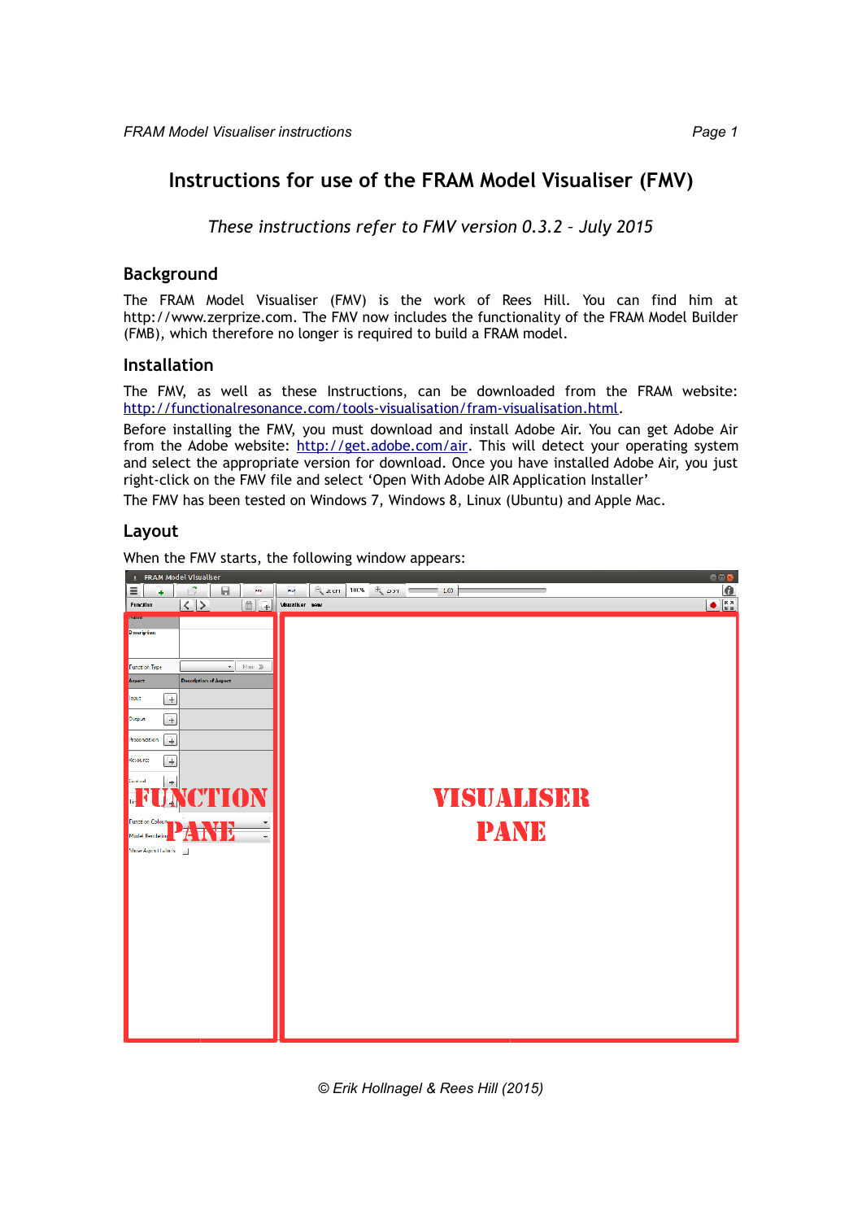# Instructions for use of the FRAM Model Visualiser (FMV)

*These instructions refer to FMV version 0.3.2 – July 2015*

## Background

The FRAM Model Visualiser (FMV) is the work of Rees Hill. You can find him at http://www.zerprize.com. The FMV now includes the functionality of the FRAM Model Builder (FMB), which therefore no longer is required to build a FRAM model.

## Installation

The FMV, as well as these Instructions, can be downloaded from the FRAM website: http://functionalresonance.com/tools-visualisation/fram-visualisation.html.

Before installing the FMV, you must download and install Adobe Air. You can get Adobe Air from the Adobe website: http://get.adobe.com/air. This will detect your operating system and select the appropriate version for download. Once you have installed Adobe Air, you just right-click on the FMV file and select 'Open With Adobe AIR Application Installer'

The FMV has been tested on Windows 7, Windows 8, Linux (Ubuntu) and Apple Mac.

## Layout

When the FMV starts, the following window appears:

© Erik Hollnagel & Rees Hill (2015)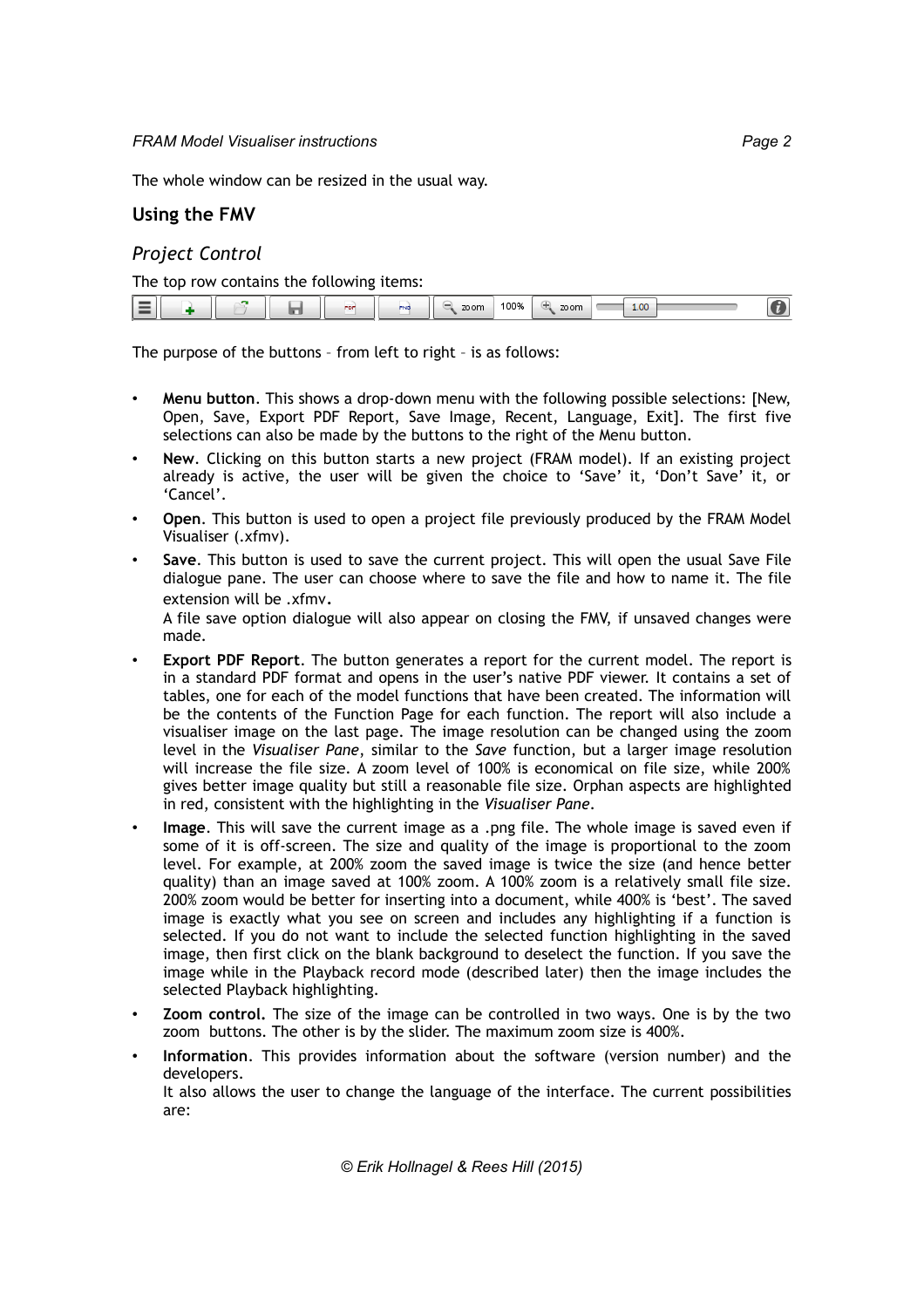The whole window can be resized in the usual way.

## Using the FMV

### *Project Control*

The top row contains the following items:

The purpose of the buttons – from left to right – is as follows:

- **Menu button**. This shows a drop-down menu with the following possible selections: [New, Open, Save, Export PDF Report, Save Image, Recent, Language, Exit]. The first five selections can also be made by the buttons to the right of the Menu button.
- **New**. Clicking on this button starts a new project (FRAM model). If an existing project already is active, the user will be given the choice to 'Save' it, 'Don't Save' it, or 'Cancel'.
- **Open**. This button is used to open a project file previously produced by the FRAM Model Visualiser (.xfmv).
- **Save**. This button is used to save the current project. This will open the usual Save File dialogue pane. The user can choose where to save the file and how to name it. The file extension will be .xfmv.
  A file save option dialogue will also appear on closing the FMV, if unsaved changes were made.
- **Export PDF Report**. The button generates a report for the current model. The report is in a standard PDF format and opens in the user's native PDF viewer. It contains a set of tables, one for each of the model functions that have been created. The information will be the contents of the Function Page for each function. The report will also include a visualiser image on the last page. The image resolution can be changed using the zoom level in the *Visualiser Pane*, similar to the *Save* function, but a larger image resolution will increase the file size. A zoom level of 100% is economical on file size, while 200% gives better image quality but still a reasonable file size. Orphan aspects are highlighted in red, consistent with the highlighting in the *Visualiser Pane*.
- **Image**. This will save the current image as a .png file. The whole image is saved even if some of it is off-screen. The size and quality of the image is proportional to the zoom level. For example, at 200% zoom the saved image is twice the size (and hence better quality) than an image saved at 100% zoom. A 100% zoom is a relatively small file size. 200% zoom would be better for inserting into a document, while 400% is 'best'. The saved image is exactly what you see on screen and includes any highlighting if a function is selected. If you do not want to include the selected function highlighting in the saved image, then first click on the blank background to deselect the function. If you save the image while in the Playback record mode (described later) then the image includes the selected Playback highlighting.
- **Zoom control.** The size of the image can be controlled in two ways. One is by the two zoom buttons. The other is by the slider. The maximum zoom size is 400%.
- **Information**. This provides information about the software (version number) and the developers.
  It also allows the user to change the language of the interface. The current possibilities are: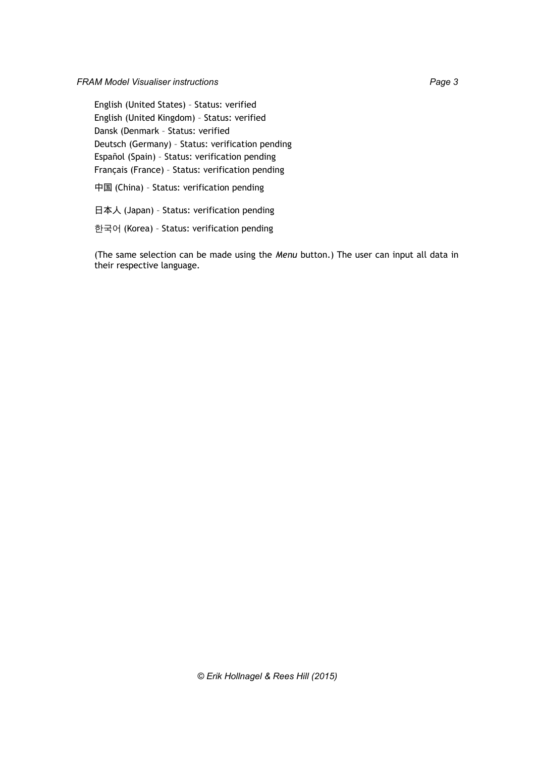English (United States) – Status: verified
English (United Kingdom) – Status: verified
Dansk (Denmark – Status: verified
Deutsch (Germany) – Status: verification pending
Español (Spain) – Status: verification pending
Français (France) – Status: verification pending
中国 (China) – Status: verification pending
日本人 (Japan) – Status: verification pending
한국어 (Korea) – Status: verification pending

(The same selection can be made using the *Menu* button.) The user can input all data in their respective language.

© Erik Hollnagel & Rees Hill (2015)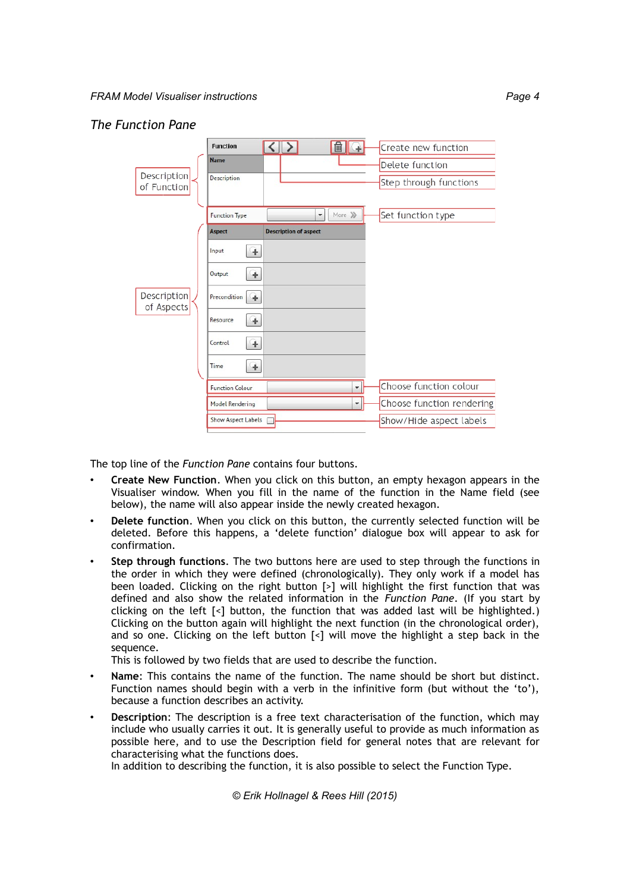## The Function Pane

The top line of the *Function Pane* contains four buttons.

- **Create New Function**. When you click on this button, an empty hexagon appears in the Visualiser window. When you fill in the name of the function in the Name field (see below), the name will also appear inside the newly created hexagon.
- **Delete function**. When you click on this button, the currently selected function will be deleted. Before this happens, a 'delete function' dialogue box will appear to ask for confirmation.
- **Step through functions**. The two buttons here are used to step through the functions in the order in which they were defined (chronologically). They only work if a model has been loaded. Clicking on the right button [>] will highlight the first function that was defined and also show the related information in the *Function Pane*. (If you start by clicking on the left [<] button, the function that was added last will be highlighted.) Clicking on the button again will highlight the next function (in the chronological order), and so one. Clicking on the left button [<] will move the highlight a step back in the sequence.
  This is followed by two fields that are used to describe the function.
- **Name**: This contains the name of the function. The name should be short but distinct. Function names should begin with a verb in the infinitive form (but without the 'to'), because a function describes an activity.
- **Description**: The description is a free text characterisation of the function, which may include who usually carries it out. It is generally useful to provide as much information as possible here, and to use the Description field for general notes that are relevant for characterising what the functions does.
  In addition to describing the function, it is also possible to select the Function Type.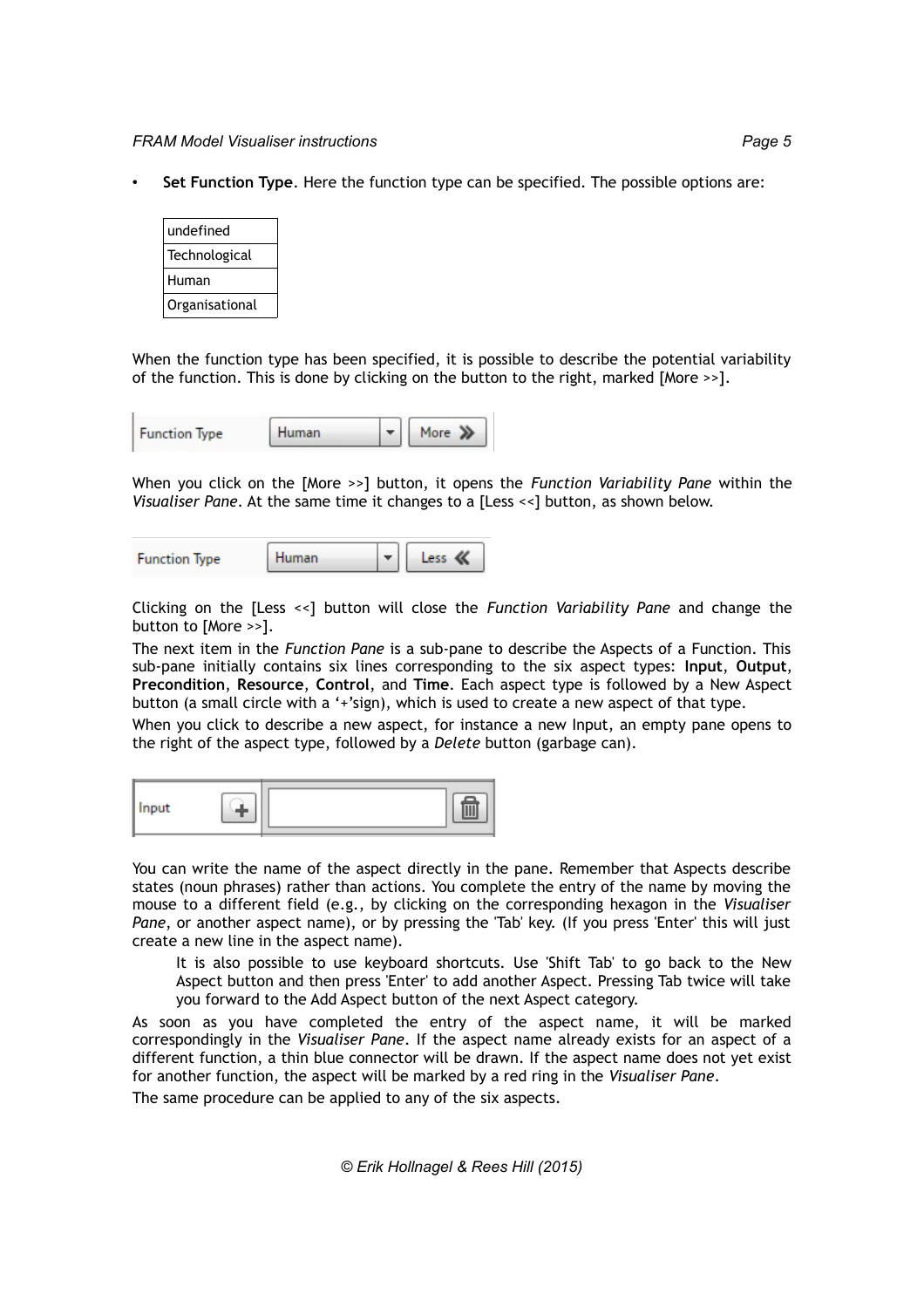- **Set Function Type**. Here the function type can be specified. The possible options are:

| undefined |
|---|
| Technological |
| Human |
| Organisational |

When the function type has been specified, it is possible to describe the potential variability of the function. This is done by clicking on the button to the right, marked [More >>].

When you click on the [More >>] button, it opens the *Function Variability Pane* within the *Visualiser Pane*. At the same time it changes to a [Less <<] button, as shown below.

Clicking on the [Less <<] button will close the *Function Variability Pane* and change the button to [More >>].

The next item in the *Function Pane* is a sub-pane to describe the Aspects of a Function. This sub-pane initially contains six lines corresponding to the six aspect types: **Input**, **Output**, **Precondition**, **Resource**, **Control**, and **Time**. Each aspect type is followed by a New Aspect button (a small circle with a '+'sign), which is used to create a new aspect of that type.

When you click to describe a new aspect, for instance a new Input, an empty pane opens to the right of the aspect type, followed by a *Delete* button (garbage can).

You can write the name of the aspect directly in the pane. Remember that Aspects describe states (noun phrases) rather than actions. You complete the entry of the name by moving the mouse to a different field (e.g., by clicking on the corresponding hexagon in the *Visualiser Pane*, or another aspect name), or by pressing the 'Tab' key. (If you press 'Enter' this will just create a new line in the aspect name).

> It is also possible to use keyboard shortcuts. Use 'Shift Tab' to go back to the New Aspect button and then press 'Enter' to add another Aspect. Pressing Tab twice will take you forward to the Add Aspect button of the next Aspect category.

As soon as you have completed the entry of the aspect name, it will be marked correspondingly in the *Visualiser Pane*. If the aspect name already exists for an aspect of a different function, a thin blue connector will be drawn. If the aspect name does not yet exist for another function, the aspect will be marked by a red ring in the *Visualiser Pane*.

The same procedure can be applied to any of the six aspects.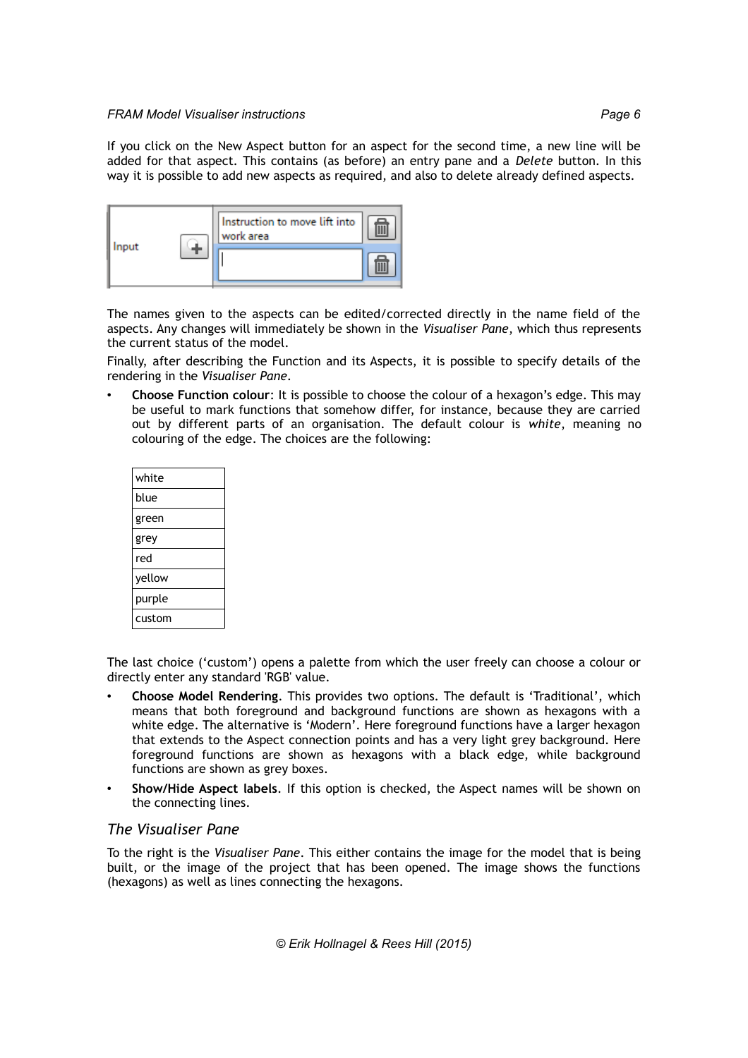If you click on the New Aspect button for an aspect for the second time, a new line will be added for that aspect. This contains (as before) an entry pane and a *Delete* button. In this way it is possible to add new aspects as required, and also to delete already defined aspects.

The names given to the aspects can be edited/corrected directly in the name field of the aspects. Any changes will immediately be shown in the *Visualiser Pane,* which thus represents the current status of the model.

Finally, after describing the Function and its Aspects, it is possible to specify details of the rendering in the *Visualiser Pane*.

- **Choose Function colour**: It is possible to choose the colour of a hexagon's edge. This may be useful to mark functions that somehow differ, for instance, because they are carried out by different parts of an organisation. The default colour is *white,* meaning no colouring of the edge. The choices are the following:

| white |
|---|
| blue |
| green |
| grey |
| red |
| yellow |
| purple |
| custom |

The last choice ('custom') opens a palette from which the user freely can choose a colour or directly enter any standard 'RGB' value.

- **Choose Model Rendering**. This provides two options. The default is 'Traditional', which means that both foreground and background functions are shown as hexagons with a white edge. The alternative is 'Modern'. Here foreground functions have a larger hexagon that extends to the Aspect connection points and has a very light grey background. Here foreground functions are shown as hexagons with a black edge, while background functions are shown as grey boxes.
- **Show/Hide Aspect labels**. If this option is checked, the Aspect names will be shown on the connecting lines.

## *The Visualiser Pane*

To the right is the *Visualiser Pane*. This either contains the image for the model that is being built, or the image of the project that has been opened. The image shows the functions (hexagons) as well as lines connecting the hexagons.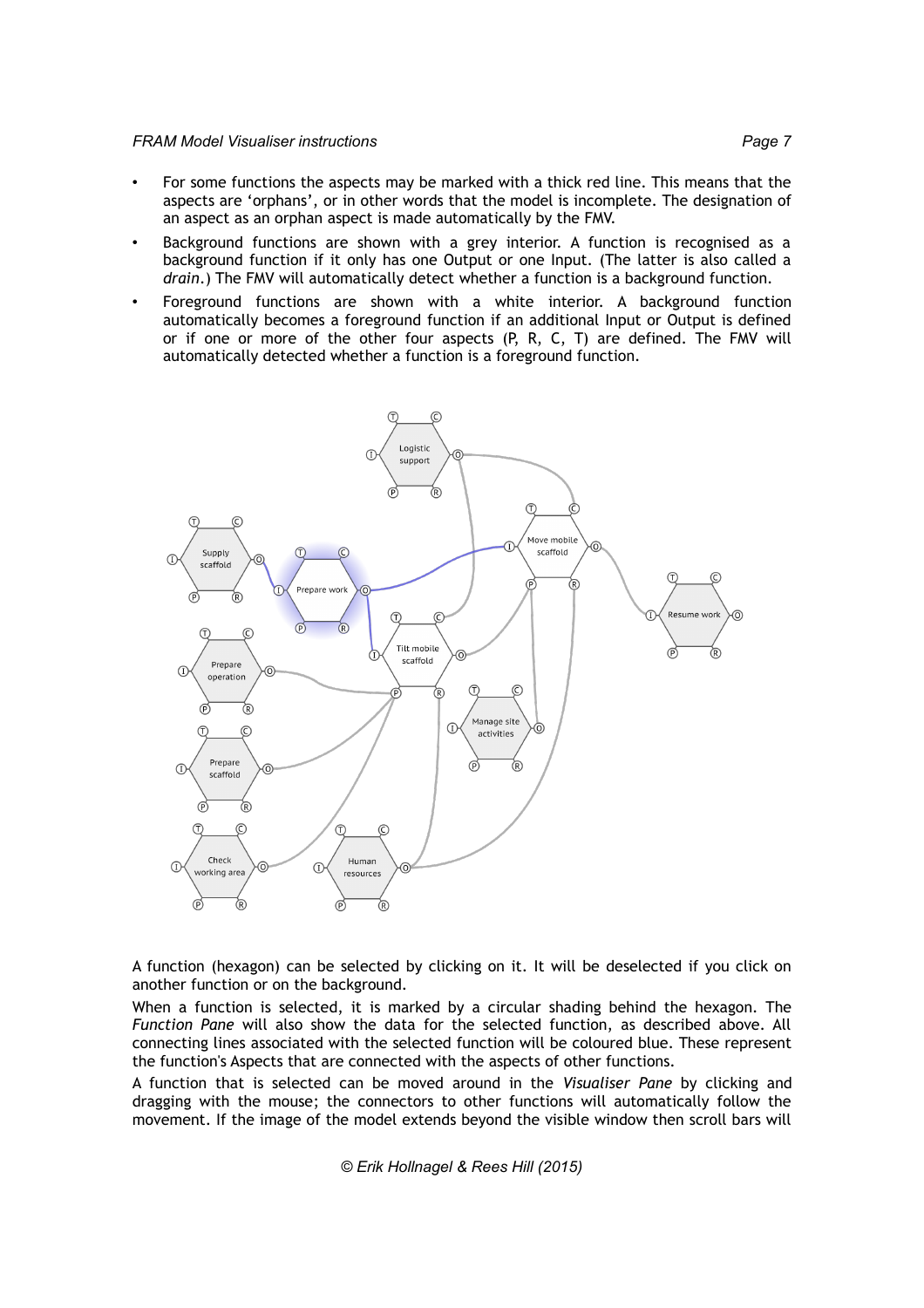- For some functions the aspects may be marked with a thick red line. This means that the aspects are 'orphans', or in other words that the model is incomplete. The designation of an aspect as an orphan aspect is made automatically by the FMV.
- Background functions are shown with a grey interior. A function is recognised as a background function if it only has one Output or one Input. (The latter is also called a *drain*.) The FMV will automatically detect whether a function is a background function.
- Foreground functions are shown with a white interior. A background function automatically becomes a foreground function if an additional Input or Output is defined or if one or more of the other four aspects (P, R, C, T) are defined. The FMV will automatically detected whether a function is a foreground function.

A function (hexagon) can be selected by clicking on it. It will be deselected if you click on another function or on the background.

When a function is selected, it is marked by a circular shading behind the hexagon. The *Function Pane* will also show the data for the selected function, as described above. All connecting lines associated with the selected function will be coloured blue. These represent the function's Aspects that are connected with the aspects of other functions.

A function that is selected can be moved around in the *Visualiser Pane* by clicking and dragging with the mouse; the connectors to other functions will automatically follow the movement. If the image of the model extends beyond the visible window then scroll bars will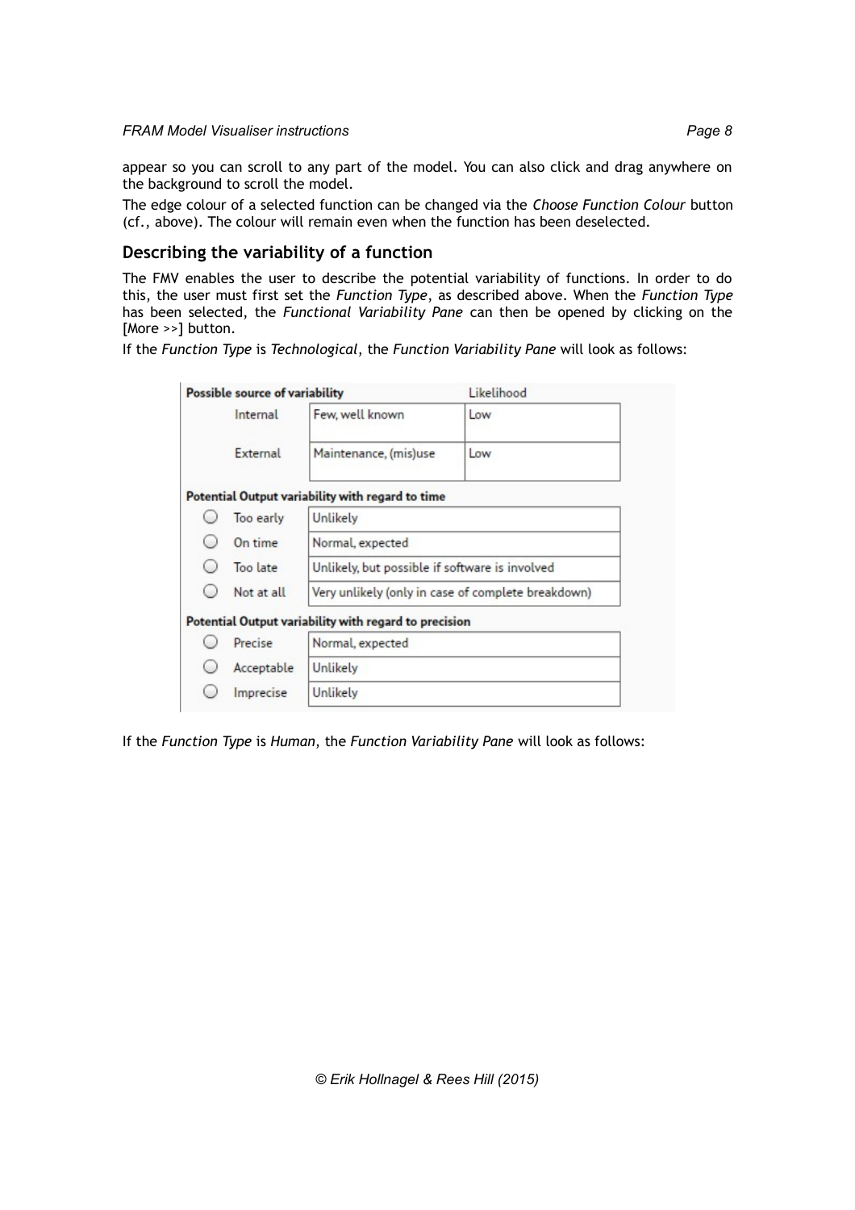appear so you can scroll to any part of the model. You can also click and drag anywhere on the background to scroll the model.

The edge colour of a selected function can be changed via the *Choose Function Colour* button (cf., above). The colour will remain even when the function has been deselected.

## Describing the variability of a function

The FMV enables the user to describe the potential variability of functions. In order to do this, the user must first set the *Function Type*, as described above. When the *Function Type* has been selected, the *Functional Variability Pane* can then be opened by clicking on the [More >>] button.

If the *Function Type* is *Technological*, the *Function Variability Pane* will look as follows:

| **Possible source of variability** | | Likelihood |
|---|---|---|
| Internal | Few, well known | Low |
| External | Maintenance, (mis)use | Low |

| **Potential Output variability with regard to time** | |
|---|---|
| ○ Too early | Unlikely |
| ○ On time | Normal, expected |
| ○ Too late | Unlikely, but possible if software is involved |
| ○ Not at all | Very unlikely (only in case of complete breakdown) |

| **Potential Output variability with regard to precision** | |
|---|---|
| ○ Precise | Normal, expected |
| ○ Acceptable | Unlikely |
| ○ Imprecise | Unlikely |

If the *Function Type* is *Human*, the *Function Variability Pane* will look as follows: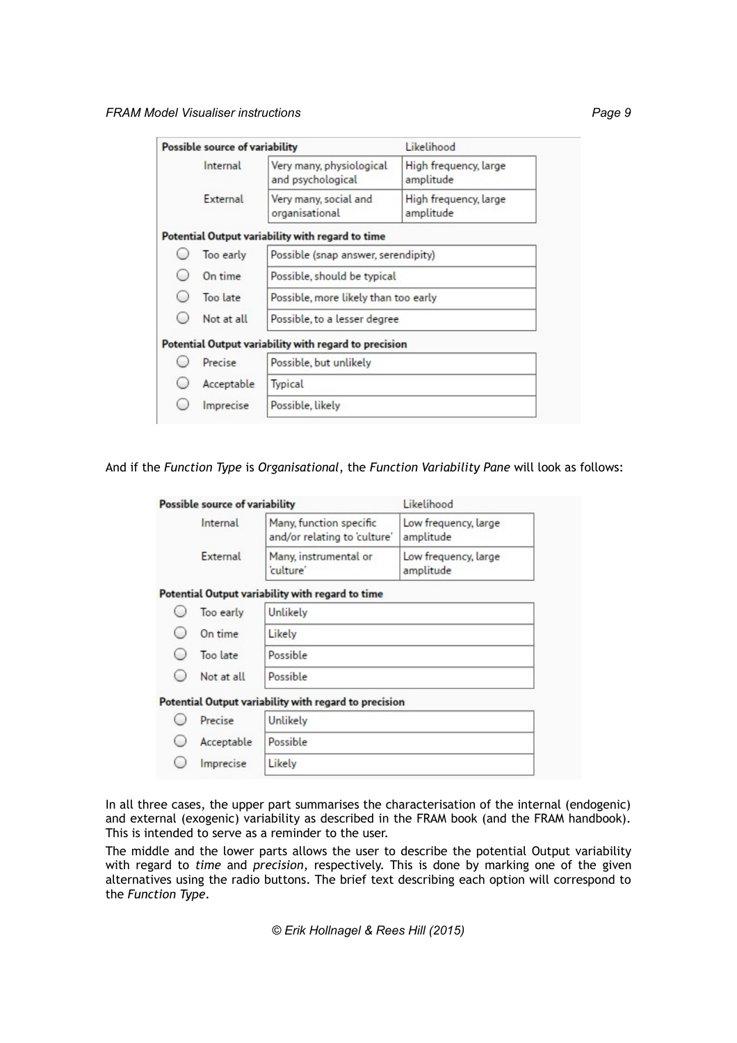| Possible source of variability | | Likelihood |
|---|---|---|
| Internal | Very many, physiological and psychological | High frequency, large amplitude |
| External | Very many, social and organisational | High frequency, large amplitude |
| **Potential Output variability with regard to time** | | |
| ○ Too early | Possible (snap answer, serendipity) | |
| ○ On time | Possible, should be typical | |
| ○ Too late | Possible, more likely than too early | |
| ○ Not at all | Possible, to a lesser degree | |
| **Potential Output variability with regard to precision** | | |
| ○ Precise | Possible, but unlikely | |
| ○ Acceptable | Typical | |
| ○ Imprecise | Possible, likely | |

And if the *Function Type* is *Organisational*, the *Function Variability Pane* will look as follows:

| Possible source of variability | | Likelihood |
|---|---|---|
| Internal | Many, function specific and/or relating to 'culture' | Low frequency, large amplitude |
| External | Many, instrumental or 'culture' | Low frequency, large amplitude |
| **Potential Output variability with regard to time** | | |
| ○ Too early | Unlikely | |
| ○ On time | Likely | |
| ○ Too late | Possible | |
| ○ Not at all | Possible | |
| **Potential Output variability with regard to precision** | | |
| ○ Precise | Unlikely | |
| ○ Acceptable | Possible | |
| ○ Imprecise | Likely | |

In all three cases, the upper part summarises the characterisation of the internal (endogenic) and external (exogenic) variability as described in the FRAM book (and the FRAM handbook). This is intended to serve as a reminder to the user.

The middle and the lower parts allows the user to describe the potential Output variability with regard to *time* and *precision*, respectively. This is done by marking one of the given alternatives using the radio buttons. The brief text describing each option will correspond to the *Function Type*.

© Erik Hollnagel & Rees Hill (2015)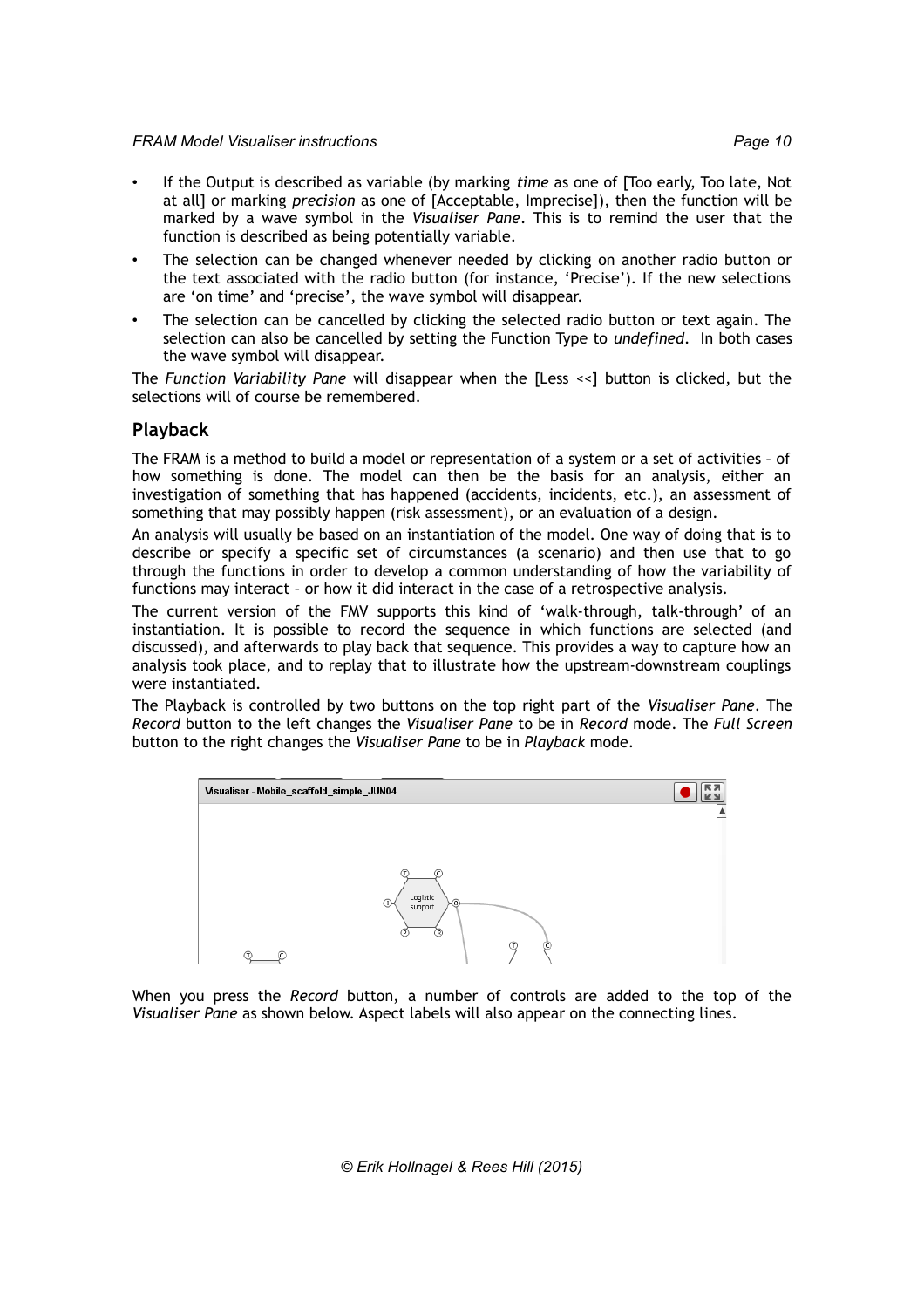- If the Output is described as variable (by marking *time* as one of [Too early, Too late, Not at all] or marking *precision* as one of [Acceptable, Imprecise]), then the function will be marked by a wave symbol in the *Visualiser Pane*. This is to remind the user that the function is described as being potentially variable.
- The selection can be changed whenever needed by clicking on another radio button or the text associated with the radio button (for instance, 'Precise'). If the new selections are 'on time' and 'precise', the wave symbol will disappear.
- The selection can be cancelled by clicking the selected radio button or text again. The selection can also be cancelled by setting the Function Type to *undefined*. In both cases the wave symbol will disappear.

The *Function Variability Pane* will disappear when the [Less <<] button is clicked, but the selections will of course be remembered.

## Playback

The FRAM is a method to build a model or representation of a system or a set of activities – of how something is done. The model can then be the basis for an analysis, either an investigation of something that has happened (accidents, incidents, etc.), an assessment of something that may possibly happen (risk assessment), or an evaluation of a design.

An analysis will usually be based on an instantiation of the model. One way of doing that is to describe or specify a specific set of circumstances (a scenario) and then use that to go through the functions in order to develop a common understanding of how the variability of functions may interact – or how it did interact in the case of a retrospective analysis.

The current version of the FMV supports this kind of 'walk-through, talk-through' of an instantiation. It is possible to record the sequence in which functions are selected (and discussed), and afterwards to play back that sequence. This provides a way to capture how an analysis took place, and to replay that to illustrate how the upstream-downstream couplings were instantiated.

The Playback is controlled by two buttons on the top right part of the *Visualiser Pane*. The *Record* button to the left changes the *Visualiser Pane* to be in *Record* mode. The *Full Screen* button to the right changes the *Visualiser Pane* to be in *Playback* mode.

When you press the *Record* button, a number of controls are added to the top of the *Visualiser Pane* as shown below. Aspect labels will also appear on the connecting lines.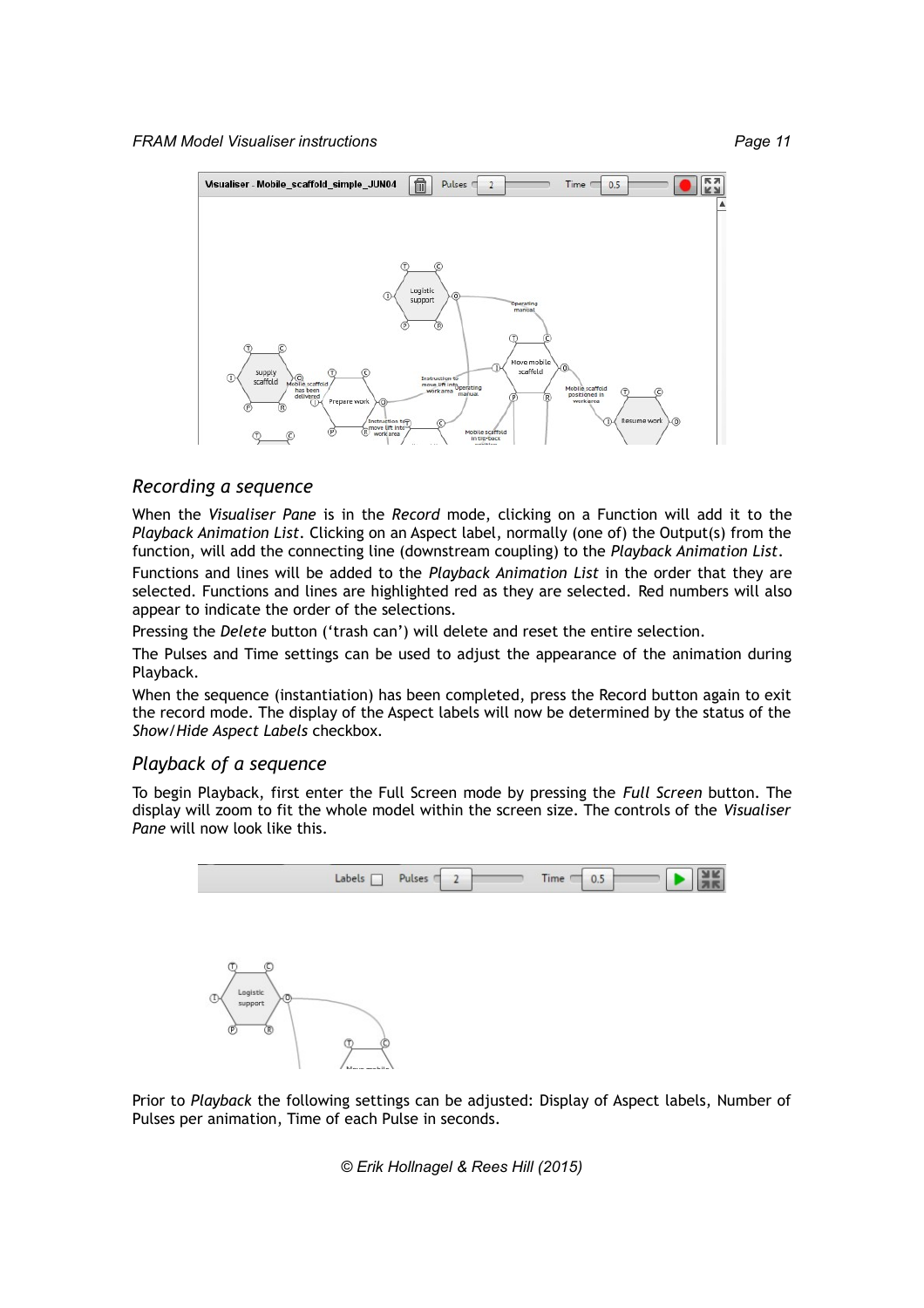## Recording a sequence

When the *Visualiser Pane* is in the *Record* mode, clicking on a Function will add it to the *Playback Animation List*. Clicking on an Aspect label, normally (one of) the Output(s) from the function, will add the connecting line (downstream coupling) to the *Playback Animation List*.

Functions and lines will be added to the *Playback Animation List* in the order that they are selected. Functions and lines are highlighted red as they are selected. Red numbers will also appear to indicate the order of the selections.

Pressing the *Delete* button ('trash can') will delete and reset the entire selection.

The Pulses and Time settings can be used to adjust the appearance of the animation during Playback.

When the sequence (instantiation) has been completed, press the Record button again to exit the record mode. The display of the Aspect labels will now be determined by the status of the *Show/Hide Aspect Labels* checkbox.

## Playback of a sequence

To begin Playback, first enter the Full Screen mode by pressing the *Full Screen* button. The display will zoom to fit the whole model within the screen size. The controls of the *Visualiser Pane* will now look like this.

Prior to *Playback* the following settings can be adjusted: Display of Aspect labels, Number of Pulses per animation, Time of each Pulse in seconds.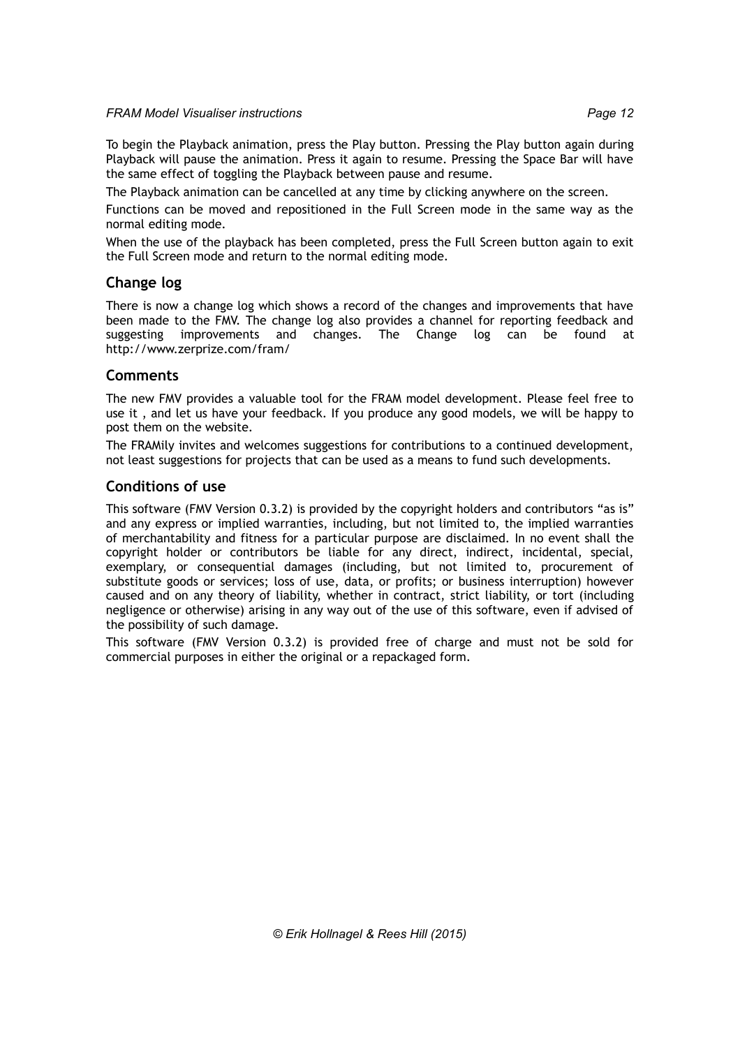To begin the Playback animation, press the Play button. Pressing the Play button again during Playback will pause the animation. Press it again to resume. Pressing the Space Bar will have the same effect of toggling the Playback between pause and resume.

The Playback animation can be cancelled at any time by clicking anywhere on the screen.

Functions can be moved and repositioned in the Full Screen mode in the same way as the normal editing mode.

When the use of the playback has been completed, press the Full Screen button again to exit the Full Screen mode and return to the normal editing mode.

## Change log

There is now a change log which shows a record of the changes and improvements that have been made to the FMV. The change log also provides a channel for reporting feedback and suggesting improvements and changes. The Change log can be found at http://www.zerprize.com/fram/

## Comments

The new FMV provides a valuable tool for the FRAM model development. Please feel free to use it , and let us have your feedback. If you produce any good models, we will be happy to post them on the website.

The FRAMily invites and welcomes suggestions for contributions to a continued development, not least suggestions for projects that can be used as a means to fund such developments.

## Conditions of use

This software (FMV Version 0.3.2) is provided by the copyright holders and contributors "as is" and any express or implied warranties, including, but not limited to, the implied warranties of merchantability and fitness for a particular purpose are disclaimed. In no event shall the copyright holder or contributors be liable for any direct, indirect, incidental, special, exemplary, or consequential damages (including, but not limited to, procurement of substitute goods or services; loss of use, data, or profits; or business interruption) however caused and on any theory of liability, whether in contract, strict liability, or tort (including negligence or otherwise) arising in any way out of the use of this software, even if advised of the possibility of such damage.

This software (FMV Version 0.3.2) is provided free of charge and must not be sold for commercial purposes in either the original or a repackaged form.

*© Erik Hollnagel & Rees Hill (2015)*